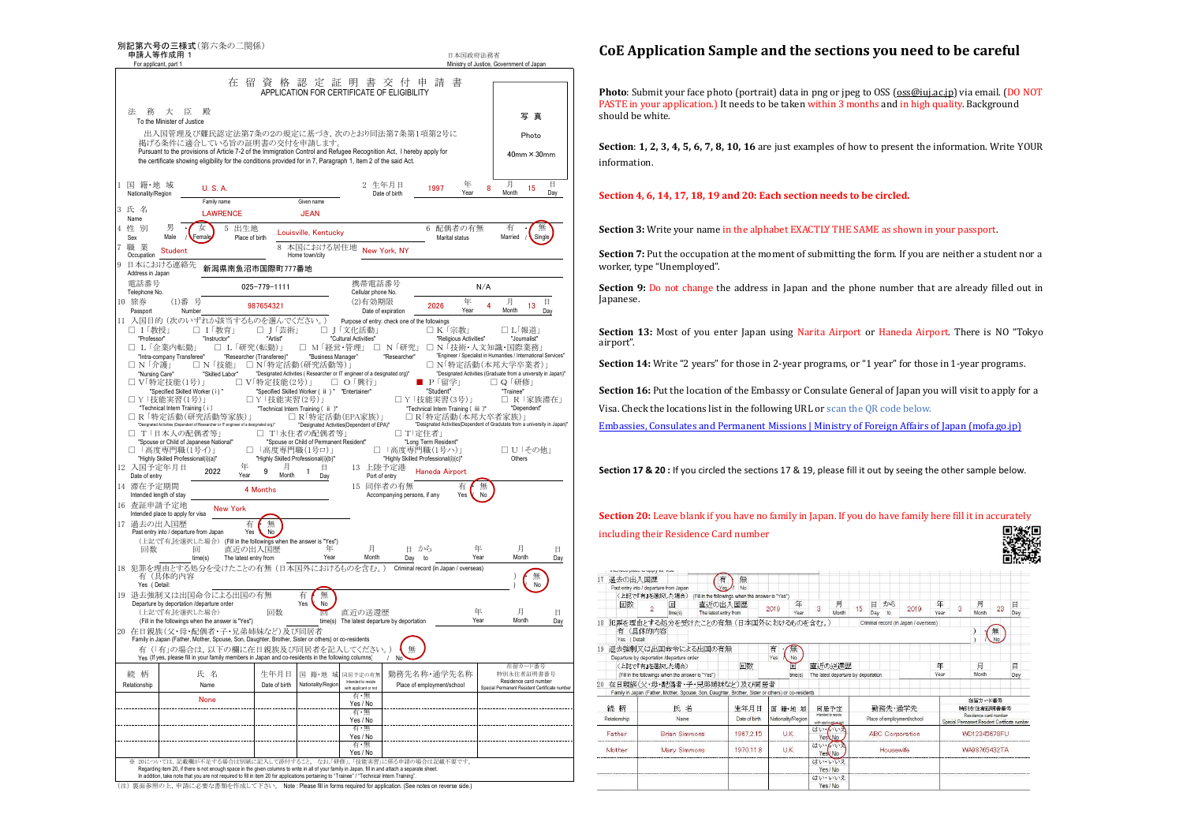別記第六号の三様式（第六条の二関係）
申請人等作成用 1
For applicant, part 1

日本国政府法務省
Ministry of Justice, Government of Japan

# 在 留 資 格 認 定 証 明 書 交 付 申 請 書
APPLICATION FOR CERTIFICATE OF ELIGIBILITY

法 務 大 臣 殿
To the Minister of Justice

出入国管理及び難民認定法第7条の2の規定に基づき，次のとおり同法第7条第1項第2号に掲げる条件に適合している旨の証明書の交付を申請します。
Pursuant to the provisions of Article 7-2 of the Immigration Control and Refugee Recognition Act, I hereby apply for the certificate showing eligibility for the conditions provided for in 7, Paragraph 1, Item 2 of the said Act.

写 真
Photo
40mm × 30mm

1 国 籍・地 域 Nationality/Region: U. S. A.
2 生年月日 Date of birth: 1997 年 Year 8 月 Month 15 日 Day
3 氏 名 Name: Family name LAWRENCE Given name JEAN
4 性 別 Sex: 男 Male / (女 Female)
5 出生地 Place of birth: Louisville, Kentucky
6 配偶者の有無 Marital status: 有 Married / (無 Single)
7 職 業 Occupation: Student
8 本国における居住地 Home town/city: New York, NY
9 日本における連絡先 Address in Japan: 新潟県南魚沼市国際町777番地
電話番号 Telephone No.: 025-779-1111
携帯電話番号 Cellular phone No.: N/A
10 旅券 Passport (1)番 号 Number: 987654321
(2)有効期限 Date of expiration: 2026 年 Year 4 月 Month 13 日 Day
11 入国目的（次のいずれか該当するものを選んでください。） Purpose of entry: check one of the followings
□ Ⅰ「教授」"Professor" □ Ⅰ「教育」"Instructor" □ J「芸術」"Artist" □ J「文化活動」"Cultural Activities" □ K「宗教」"Religious Activities" □ L「報道」"Journalist"
□ L「企業内転勤」"Intra-company Transferee" □ L「研究(転勤)」"Researcher (Transferee)" □ M「経営・管理」"Business Manager" □ N「研究」"Researcher" □ N「技術・人文知識・国際業務」"Engineer / Specialist in Humanities / International Services"
□ N「介護」"Nursing Care" □ N「技能」"Skilled Labor" □ N「特定活動(研究活動等)」"Designated Activities ( Researcher or IT engineer of a designated org)" □ N「特定活動(本邦大学卒業者)」"Designated Activities (Graduate from a university in Japan)"
□ V「特定技能(1号)」"Specified Skilled Worker (i)" □ V「特定技能(2号)」"Specified Skilled Worker ( ii )" □ O「興行」"Entertainer" ■ P「留学」"Student" □ Q「研修」"Trainee"
□ Y「技能実習(1号)」"Technical Intern Training ( i )" □ Y「技能実習(2号)」"Technical Intern Training ( ii )" □ Y「技能実習(3号)」"Technical Intern Training ( iii )" □ R「家族滞在」"Dependent"
□ R「特定活動(研究活動等家族)」"Designated Activities (Dependent of Researcher or IT engineer of a designated org)" □ R「特定活動(EPA家族)」"Designated Activities(Dependent of EPA)" □ R「特定活動(本邦大学卒業者家族)」"Designated Activities(Dependent of Graduate from a university in Japan)"
□ T「日本人の配偶者等」"Spouse or Child of Japanese National" □ T「永住者の配偶者等」"Spouse or Child of Permanent Resident" □ T「定住者」"Long Term Resident"
□「高度専門職(1号イ)」"Highly Skilled Professional(i)(a)" □「高度専門職(1号ロ)」"Highly Skilled Professional(i)(b)" □「高度専門職(1号ハ)」"Highly Skilled Professional(i)(c)" □ U「その他」Others
12 入国予定年月日 Date of entry: 2022 年 Year 9 月 Month 1 日 Day
13 上陸予定港 Port of entry: Haneda Airport
14 滞在予定期間 Intended length of stay: 4 Months
15 同伴者の有無 Accompanying persons, if any: 有 Yes / (無 No)
16 査証申請予定地 Intended place to apply for visa: New York
17 過去の出入国歴 Past entry into / departure from Japan: 有 Yes / (無 No)
（上記で『有』を選択した場合） (Fill in the followings when the answer is "Yes") 回数 回 time(s) 直近の出入国歴 The latest entry from 年 Year 月 Month 日 Day から to 年 Year 月 Month 日 Day
18 犯罪を理由とする処分を受けたことの有無（日本国外におけるものを含む。） Criminal record (in Japan / overseas): 有（具体的内容 Yes ( Detail: ） / (無 No)
19 退去強制又は出国命令による出国の有無 Departure by deportation /departure order: 有 Yes / (無 No)
（上記で『有』を選択した場合） (Fill in the followings when the answer is "Yes") 回数 回 time(s) 直近の送還歴 The latest departure by deportation 年 Year 月 Month 日 Day
20 在日親族（父・母・配偶者・子・兄弟姉妹など）及び同居者 Family in Japan (Father, Mother, Spouse, Son, Daughter, Brother, Sister or others) or co-residents
有（「有」の場合は，以下の欄に在日親族及び同居者を記入してください。） Yes (If yes, please fill in your family members in Japan and co-residents in the following columns) / (無 No)

| 続 柄 Relationship | 氏 名 Name | 生年月日 Date of birth | 国 籍・地 域 Nationality/Region | 同居予定の有無 Intended to reside with applicant or not | 勤務先名称・通学先名称 Place of employment/school | 在留カード番号 特別永住者証明書番号 Residence card number Special Permanent Resident Certificate number |
|---|---|---|---|---|---|---|
| | None | | | 有・無 Yes / No | | |
| | | | | 有・無 Yes / No | | |
| | | | | 有・無 Yes / No | | |
| | | | | 有・無 Yes / No | | |

※ 20については，記載欄が不足する場合は別紙に記入して添付すること。なお，「研修」，「技能実習」に係る申請の場合は記載不要です。
Regarding item 20, if there is not enough space in the given columns to write in all of your family in Japan, fill in and attach a separate sheet.
In addition, take note that you are not required to fill in item 20 for applications pertaining to "Trainee" / "Technical Intern Training".

（注）裏面参照の上，申請に必要な書類を作成して下さい。 Note : Please fill in forms required for application. (See notes on reverse side.)

## CoE Application Sample and the sections you need to be careful

**Photo**: Submit your face photo (portrait) data in png or jpeg to OSS (oss@iuj.ac.jp) via email. (DO NOT PASTE in your application.) It needs to be taken within 3 months and in high quality. Background should be white.

**Section**: **1, 2, 3, 4, 5, 6, 7, 8, 10, 16** are just examples of how to present the information. Write YOUR information.

**Section 4, 6, 14, 17, 18, 19 and 20: Each section needs to be circled.**

**Section 3:** Write your name in the alphabet EXACTLY THE SAME as shown in your passport.

**Section 7:** Put the occupation at the moment of submitting the form. If you are neither a student nor a worker, type "Unemployed".

**Section 9:** Do not change the address in Japan and the phone number that are already filled out in Japanese.

**Section 13:** Most of you enter Japan using Narita Airport or Haneda Airport. There is NO "Tokyo airport".

**Section 14:** Write "2 years" for those in 2-year programs, or "1 year" for those in 1-year programs.

**Section 16:** Put the location of the Embassy or Consulate General of Japan you will visit to apply for a Visa. Check the locations list in the following URL or scan the QR code below.

Embassies, Consulates and Permanent Missions | Ministry of Foreign Affairs of Japan (mofa.go.jp)

**Section 17 & 20 :** If you circled the sections 17 & 19, please fill it out by seeing the other sample below.

**Section 20:** Leave blank if you have no family in Japan. If you do have family here fill it in accurately including their Residence Card number

17 過去の出入国歴 Past entry into / departure from Japan: (有 Yes) / 無 No
（上記で『有』を選択した場合） (Fill in the followings when the answer is "Yes") 回数 2 回 time(s) 直近の出入国歴 The latest entry from 2019 年 Year 3 月 Month 15 日 Day から to 2019 年 Year 3 月 Month 20 日 Day
18 犯罪を理由とする処分を受けたことの有無（日本国外におけるものを含む。） Criminal record (in Japan / overseas): 有（具体的内容 Yes ( Detail: ） / (無 No)
19 退去強制又は出国命令による出国の有無 Departure by deportation /departure order: 有 Yes / (無 No)
（上記で『有』を選択した場合） (Fill in the followings when the answer is "Yes") 回数 回 time(s) 直近の送還歴 The latest departure by deportation 年 Year 月 Month 日 Day
20 在日親族（父・母・配偶者・子・兄弟姉妹など）及び同居者 Family in Japan (Father, Mother, Spouse, Son, Daughter, Brother, Sister or others) or co-residents

| 続 柄 Relationship | 氏 名 Name | 生年月日 Date of birth | 国 籍・地 域 Nationality/Region | 同居予定 Intended to reside with applicant or not | 勤務先・通学先 Place of employment/school | 在留カード番号 特別永住者証明書番号 Residence card number Special Permanent Resident Certificate number |
|---|---|---|---|---|---|---|
| Father | Brian Simmons | 1967.2.15 | U.K. | はい・(いいえ) Yes/(No) | ABC Corporation | WD12345678FU |
| Mother | Mary Simmons | 1970.11.8 | U.K. | はい・(いいえ) Yes/(No) | Housewife | WA98765432TA |
| | | | | はい・いいえ Yes / No | | |
| | | | | はい・いいえ Yes / No | | |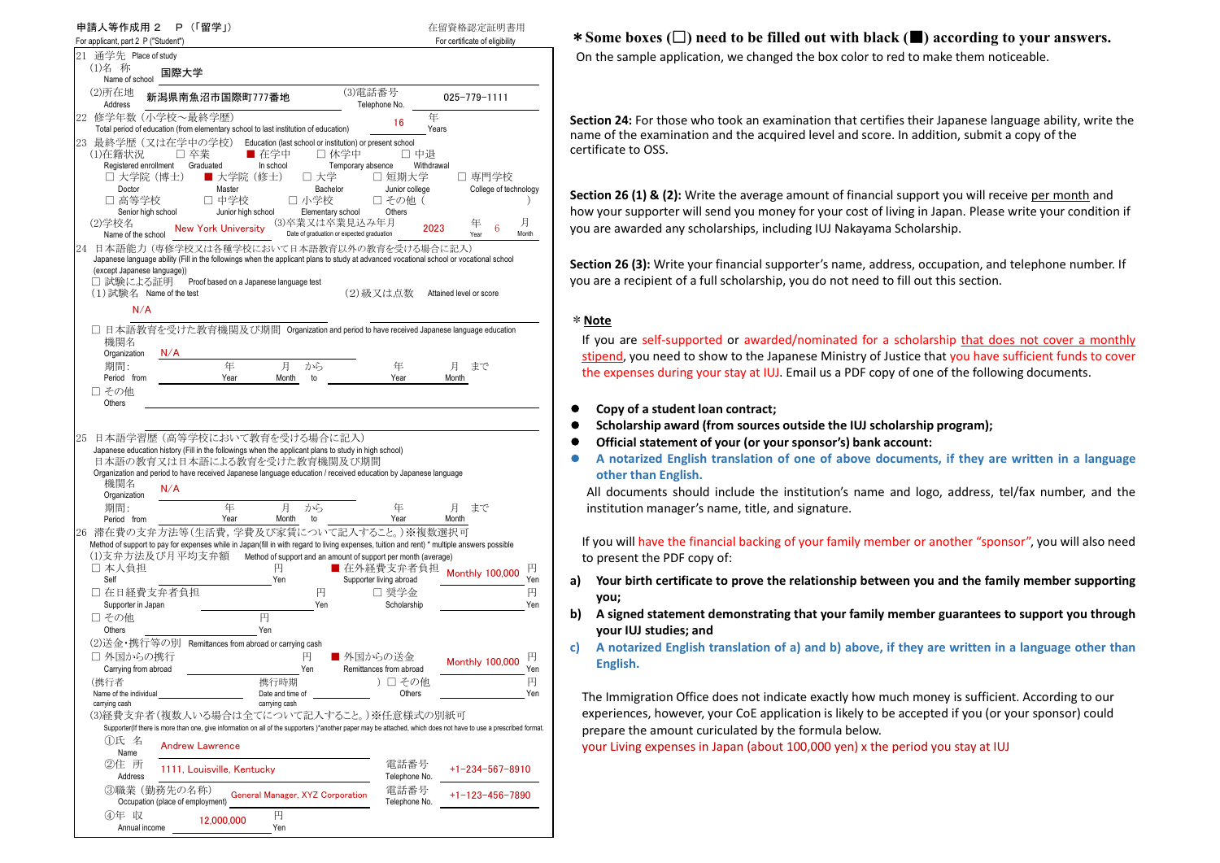申請人等作成用２　Ｐ（「留学」）
For applicant, part 2 P ("Student")

在留資格認定証明書用
For certificate of eligibility

21 通学先 Place of study

(1)名 称 Name of school: 国際大学

(2)所在地 Address: 新潟県南魚沼市国際町777番地

(3)電話番号 Telephone No.: 025-779-1111

22 修学年数（小学校～最終学歴） Total period of education (from elementary school to last institution of education): 16 年 Years

23 最終学歴（又は在学中の学校） Education (last school or institution) or present school

(1)在籍状況 Registered enrollment
- □ 卒業 Graduated
- ■ 在学中 In school
- □ 休学中 Temporary absence
- □ 中退 Withdrawal

- □ 大学院（博士） Doctor
- ■ 大学院（修士） Master
- □ 大学 Bachelor
- □ 短期大学 Junior college
- □ 専門学校 College of technology
- □ 高等学校 Senior high school
- □ 中学校 Junior high school
- □ 小学校 Elementary school
- □ その他（　　　） Others

(2)学校名 Name of the school: New York University

(3)卒業又は卒業見込み年月 Date of graduation or expected graduation: 2023 年 Year 6 月 Month

24 日本語能力（専修学校又は各種学校において日本語教育以外の教育を受ける場合に記入）
Japanese language ability (Fill in the followings when the applicant plans to study at advanced vocational school or vocational school (except Japanese language))

□ 試験による証明 Proof based on a Japanese language test

(1) 試験名 Name of the test: N/A

(2)級又は点数 Attained level or score:

□ 日本語教育を受けた教育機関及び期間 Organization and period to have received Japanese language education

機関名 Organization: N/A

期間: Period from 　年 Year 　月 Month から to 　年 Year 　月 Month まで

□ その他 Others

25 日本語学習歴（高等学校において教育を受ける場合に記入）
Japanese education history (Fill in the followings when the applicant plans to study in high school)

日本語の教育又は日本語による教育を受けた教育機関及び期間
Organization and period to have received Japanese language education / received education by Japanese language

機関名 Organization: N/A

期間: Period from 　年 Year 　月 Month から to 　年 Year 　月 Month まで

26 滞在費の支弁方法等（生活費，学費及び家賃について記入すること。）※複数選択可
Method of support to pay for expenses while in Japan(fill in with regard to living expenses, tuition and rent) * multiple answers possible

(1)支弁方法及び月平均支弁額 Method of support and an amount of support per month (average)
- □ 本人負担 Self 　円 Yen
- ■ 在外経費支弁者負担 Supporter living abroad: Monthly 100,000 円 Yen
- □ 在日経費支弁者負担 Supporter in Japan 　円 Yen
- □ 奨学金 Scholarship 　円 Yen
- □ その他 Others 　円 Yen

(2)送金・携行等の別 Remittances from abroad or carrying cash
- □ 外国からの携行 Carrying from abroad 　円 Yen
- ■ 外国からの送金 Remittances from abroad: Monthly 100,000 円 Yen
- （携行者 Name of the individual carrying cash 　携行時期 Date and time of carrying cash 　）
- □ その他 Others 　円 Yen

(3)経費支弁者（複数人いる場合は全てについて記入すること。）※任意様式の別紙可
Supporter(If there is more than one, give information on all of the supporters )*another paper may be attached, which does not have to use a prescribed format.

①氏 名 Name: Andrew Lawrence

②住 所 Address: 1111, Louisville, Kentucky　電話番号 Telephone No.: +1-234-567-8910

③職業（勤務先の名称） Occupation (place of employment): General Manager, XYZ Corporation　電話番号 Telephone No.: +1-123-456-7890

④年 収 Annual income: 12,000,000 円 Yen

**＊Some boxes (□) need to be filled out with black (■) according to your answers.**
On the sample application, we changed the box color to red to make them noticeable.

**Section 24:** For those who took an examination that certifies their Japanese language ability, write the name of the examination and the acquired level and score. In addition, submit a copy of the certificate to OSS.

**Section 26 (1) & (2):** Write the average amount of financial support you will receive per month and how your supporter will send you money for your cost of living in Japan. Please write your condition if you are awarded any scholarships, including IUJ Nakayama Scholarship.

**Section 26 (3):** Write your financial supporter's name, address, occupation, and telephone number. If you are a recipient of a full scholarship, you do not need to fill out this section.

＊**Note**

If you are self-supported or awarded/nominated for a scholarship that does not cover a monthly stipend, you need to show to the Japanese Ministry of Justice that you have sufficient funds to cover the expenses during your stay at IUJ. Email us a PDF copy of one of the following documents.

- **Copy of a student loan contract;**
- **Scholarship award (from sources outside the IUJ scholarship program);**
- **Official statement of your (or your sponsor's) bank account:**
- **A notarized English translation of one of above documents, if they are written in a language other than English.**

All documents should include the institution's name and logo, address, tel/fax number, and the institution manager's name, title, and signature.

If you will have the financial backing of your family member or another "sponsor", you will also need to present the PDF copy of:

a) **Your birth certificate to prove the relationship between you and the family member supporting you;**
b) **A signed statement demonstrating that your family member guarantees to support you through your IUJ studies; and**
c) **A notarized English translation of a) and b) above, if they are written in a language other than English.**

The Immigration Office does not indicate exactly how much money is sufficient. According to our experiences, however, your CoE application is likely to be accepted if you (or your sponsor) could prepare the amount curiculated by the formula below.
your Living expenses in Japan (about 100,000 yen) x the period you stay at IUJ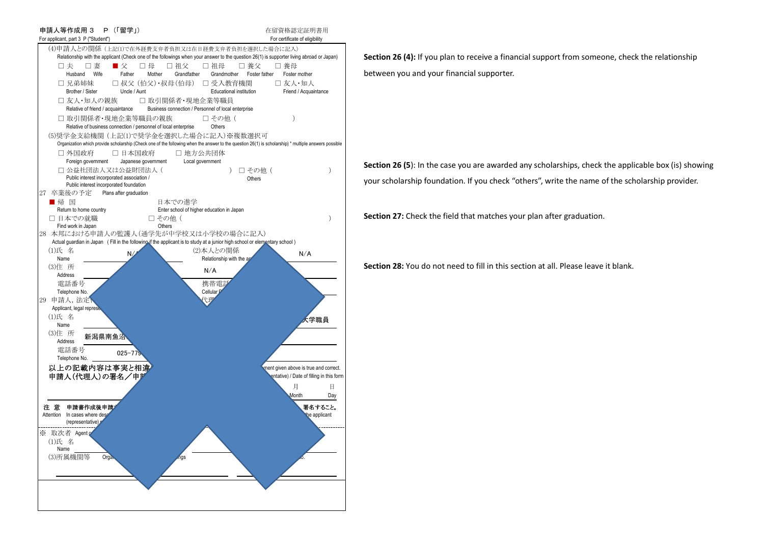申請人等作成用３　Ｐ（「留学」）　　　　　　　　　　　　　　　　　　　　在留資格認定証明書用
For applicant, part 3 P ("Student")　　　　　　　　　　　　　　　　　　　For certificate of eligibility

(4)申請人との関係（上記(1)で在外経費支弁者負担又は在日経費支弁者負担を選択した場合に記入）
Relationship with the applicant (Check one of the followings when your answer to the question 26(1) is supporter living abroad or Japan)

□ 夫 Husband　□ 妻 Wife　■ 父 Father　□ 母 Mother　□ 祖父 Grandfather　□ 祖母 Grandmother　□ 養父 Foster father　□ 養母 Foster mother
□ 兄弟姉妹 Brother / Sister　□ 叔父（伯父）・叔母（伯母） Uncle / Aunt　□ 受入教育機関 Educational institution　□ 友人・知人 Friend / Acquaintance
□ 友人・知人の親族 Relative of friend / acquaintance　□ 取引関係者・現地企業等職員 Business connection / Personnel of local enterprise
□ 取引関係者・現地企業等職員の親族 Relative of business connection / personnel of local enterprise　□ その他（　　　　） Others

(5)奨学金支給機関（上記(1)で奨学金を選択した場合に記入）※複数選択可
Organization which provide scholarship (Check one of the following when the answer to the question 26(1) is scholarship) * multiple answers possible

□ 外国政府 Foreign government　□ 日本国政府 Japanese government　□ 地方公共団体 Local government
□ 公益社団法人又は公益財団法人（　　　　） Public interest incorporated association / Public interest incorporated foundation　□ その他（　　　　） Others

27 卒業後の予定　Plans after graduation
■ 帰国 Return to home country　日本での進学 Enter school of higher education in Japan
□ 日本での就職 Find work in Japan　□ その他（　　　　） Others

28 本邦における申請人の監護人（通学先が中学校又は小学校の場合に記入）
Actual guardian in Japan (Fill in the following if the applicant is to study at a junior high school or elementary school)
(1)氏　名 Name　N/A　(2)本人との関係 Relationship with the ap　N/A
(3)住　所 Address　N/A
電話番号 Telephone No.　携帯電話 Cellular

29 申請人，法定 Applicant, legal represe
(1)氏　名 Name　大学職員
(3)住　所 Address　新潟県南魚沼
電話番号 Telephone No.　025-779

以上の記載内容は事実と相違 ... ment given above is true and correct.
申請人（代理人）の署名／申 ... entative) / Date of filling in this form
月 Month　日 Day

注　意　申請書作成後申請 ... 署名すること。
Attention　In cases where des ... the applicant (representative)

※ 取次者 Agent
(1)氏　名 Name
(3)所属機関等 Orga ... ngs

**Section 26 (4):** If you plan to receive a financial support from someone, check the relationship between you and your financial supporter.

**Section 26 (5)**: In the case you are awarded any scholarships, check the applicable box (is) showing your scholarship foundation. If you check "others", write the name of the scholarship provider.

**Section 27:** Check the field that matches your plan after graduation.

**Section 28:** You do not need to fill in this section at all. Please leave it blank.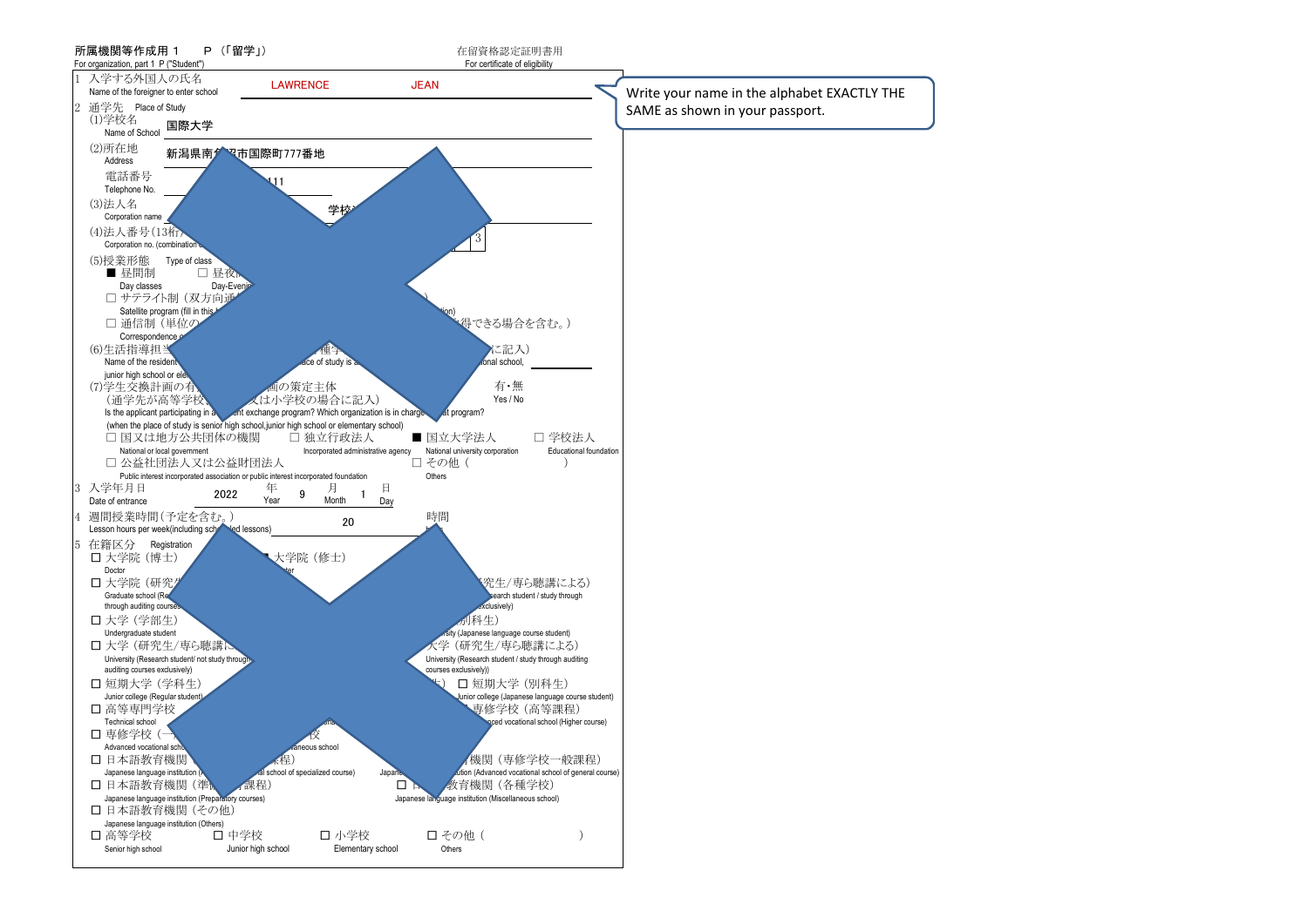所属機関等作成用 1　P（「留学」）
For organization, part 1 P ("Student")

在留資格認定証明書用
For certificate of eligibility

1 入学する外国人の氏名
Name of the foreigner to enter school　LAWRENCE　JEAN

Write your name in the alphabet EXACTLY THE SAME as shown in your passport.

2 通学先　Place of Study
(1)学校名
Name of School　国際大学

(2)所在地
Address　新潟県南魚沼市国際町777番地

電話番号
Telephone No.　111

(3)法人名
Corporation name　学校

(4)法人番号(13桁)
Corporation no. (combination　3

(5)授業形態　Type of class
■ 昼間制　Day classes
□ 昼夜　Day-Evening
□ サテライト制（双方向通
Satellite program (fill in this
□ 通信制（単位の　得できる場合を含む。）
Correspondence

(6)生活指導担当　に記入）
Name of the resident　place of study is a　ional school,
junior high school or ele

(7)学生交換計画の有　画の策定主体　有・無
（通学先が高等学校　又は小学校の場合に記入）　Yes / No
Is the applicant participating in a　nt exchange program? Which organization is in charge　at program?
(when the place of study is senior high school,junior high school or elementary school)

□ 国又は地方公共団体の機関　National or local government
□ 独立行政法人　Incorporated administrative agency
■ 国立大学法人　National university corporation
□ 学校法人　Educational foundation
□ 公益社団法人又は公益財団法人　Public interest incorporated association or public interest incorporated foundation
□ その他（　　）　Others

3 入学年月日
Date of entrance　2022 年 Year　9 月 Month　1 日 Day

4 週間授業時間（予定を含む。）
Lesson hours per week(including sch　led lessons)　20 時間 h

5 在籍区分　Registration
□ 大学院（博士）　Doctor
■ 大学院（修士）
□ 大学院（研究　Graduate school (Re　through auditing courses
究生/専ら聴講による）　search student / study through　xclusively)
□ 大学（学部生）　Undergraduate student
別科生）　rsity (Japanese language course student)
□ 大学（研究生/専ら聴講に　University (Research student/ not study through　auditing courses exclusively)
大学（研究生/専ら聴講による）　University (Research student / study through auditing courses exclusively))
□ 短期大学（学科生）　Junior college (Regular student)
□ 短期大学（別科生）　Junior college (Japanese language course student)
□ 高等専門学校　Technical school
専修学校（高等課程）　nced vocational school (Higher course)
□ 専修学校（一　Advanced vocational scho
校　laneous school
□ 日本語教育機関　Japanese language institution (A
課程）　al school of specialized course)
機関（専修学校一般課程）　Japan　ution (Advanced vocational school of general course)
□ 日本語教育機関（準備課程）　Japanese language institution (Preparatory courses)
□ 日本語教育機関（各種学校）　Japanese language institution (Miscellaneous school)
□ 日本語教育機関（その他）　Japanese language institution (Others)
□ 高等学校　Senior high school
□ 中学校　Junior high school
□ 小学校　Elementary school
□ その他（　　）　Others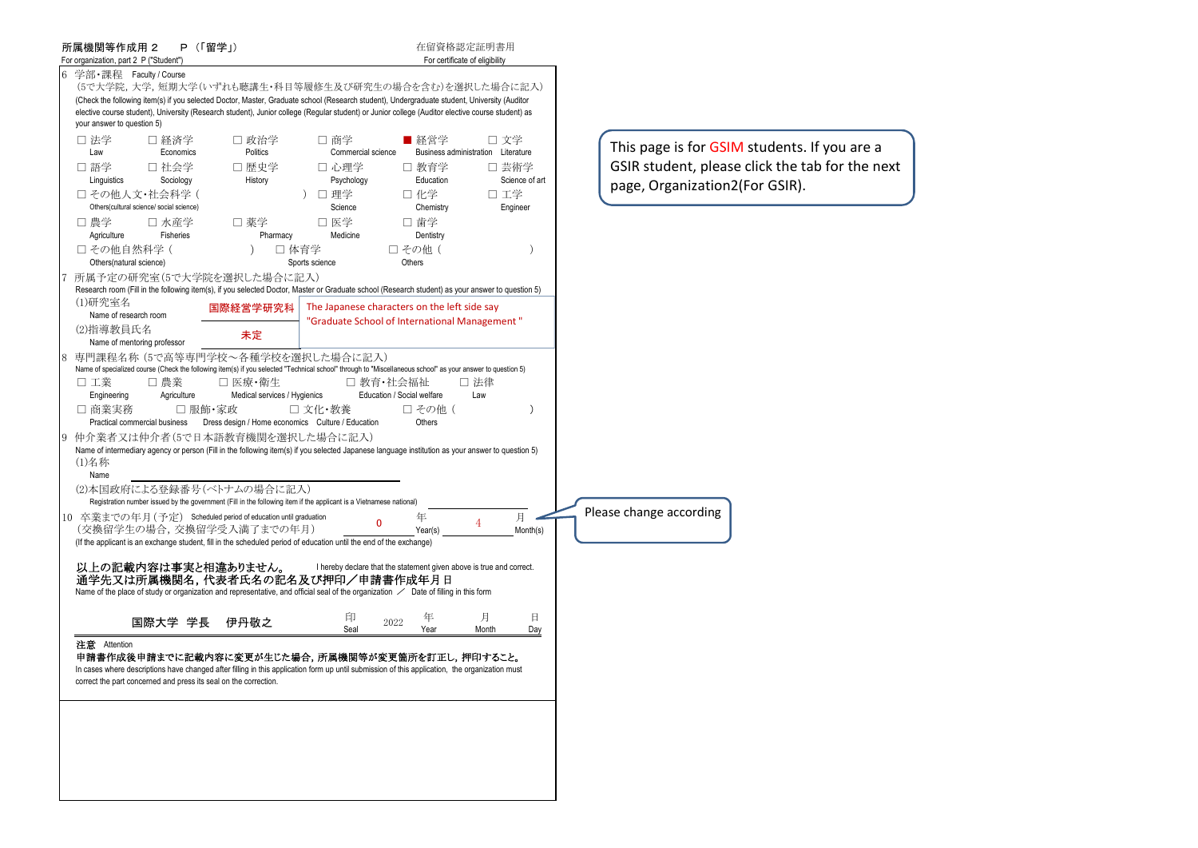所属機関等作成用２　Ｐ（「留学」）　　　　　　　　　　在留資格認定証明書用

For organization, part 2 P ("Student")　　　　　　　　　For certificate of eligibility

6 学部・課程 Faculty / Course

（5で大学院，大学，短期大学(いずれも聴講生・科目等履修生及び研究生の場合を含む)を選択した場合に記入）

(Check the following item(s) if you selected Doctor, Master, Graduate school (Research student), Undergraduate student, University (Auditor elective course student), University (Research student), Junior college (Regular student) or Junior college (Auditor elective course student) as your answer to question 5)

- □ 法学 Law
- □ 経済学 Economics
- □ 政治学 Politics
- □ 商学 Commercial science
- ■ 経営学 Business administration
- □ 文学 Literature
- □ 語学 Linguistics
- □ 社会学 Sociology
- □ 歴史学 History
- □ 心理学 Psychology
- □ 教育学 Education
- □ 芸術学 Science of art
- □ その他人文・社会科学（　　　）Others(cultural science/ social science)
- □ 理学 Science
- □ 化学 Chemistry
- □ 工学 Engineer
- □ 農学 Agriculture
- □ 水産学 Fisheries
- □ 薬学 Pharmacy
- □ 医学 Medicine
- □ 歯学 Dentistry
- □ その他自然科学（　　　）Others(natural science)
- □ 体育学 Sports science
- □ その他（　　　）Others

7 所属予定の研究室（5で大学院を選択した場合に記入）

Research room (Fill in the following item(s), if you selected Doctor, Master or Graduate school (Research student) as your answer to question 5)

(1)研究室名 Name of research room　**国際経営学研究科**

(2)指導教員氏名 Name of mentoring professor　**未定**

The Japanese characters on the left side say "Graduate School of International Management "

8 専門課程名称（5で高等専門学校～各種学校を選択した場合に記入）

Name of specialized course (Check the following item(s) if you selected "Technical school" through to "Miscellaneous school" as your answer to question 5)

- □ 工業 Engineering
- □ 農業 Agriculture
- □ 医療・衛生 Medical services / Hygienics
- □ 教育・社会福祉 Education / Social welfare
- □ 法律 Law
- □ 商業実務 Practical commercial business
- □ 服飾・家政 Dress design / Home economics
- □ 文化・教養 Culture / Education
- □ その他（　　　）Others

9 仲介業者又は仲介者（5で日本語教育機関を選択した場合に記入）

Name of intermediary agency or person (Fill in the following item(s) if you selected Japanese language institution as your answer to question 5)

(1)名称 Name

(2)本国政府による登録番号（ベトナムの場合に記入）

Registration number issued by the government (Fill in the following item if the applicant is a Vietnamese national)

10 卒業までの年月（予定）Scheduled period of education until graduation

（交換留学生の場合，交換留学受入満了までの年月）

(If the applicant is an exchange student, fill in the scheduled period of education until the end of the exchange)

0 年 Year(s)　4 月 Month(s)

Please change according

以上の記載内容は事実と相違ありません。　I hereby declare that the statement given above is true and correct.

通学先又は所属機関名，代表者氏名の記名及び押印／申請書作成年月日

Name of the place of study or organization and representative, and official seal of the organization ／ Date of filling in this form

国際大学　学長　伊丹敬之　　印 Seal　2022 年 Year　月 Month　日 Day

注意 Attention

申請書作成後申請までに記載内容に変更が生じた場合，所属機関等が変更箇所を訂正し，押印すること。

In cases where descriptions have changed after filling in this application form up until submission of this application, the organization must correct the part concerned and press its seal on the correction.

This page is for GSIM students. If you are a GSIR student, please click the tab for the next page, Organization2(For GSIR).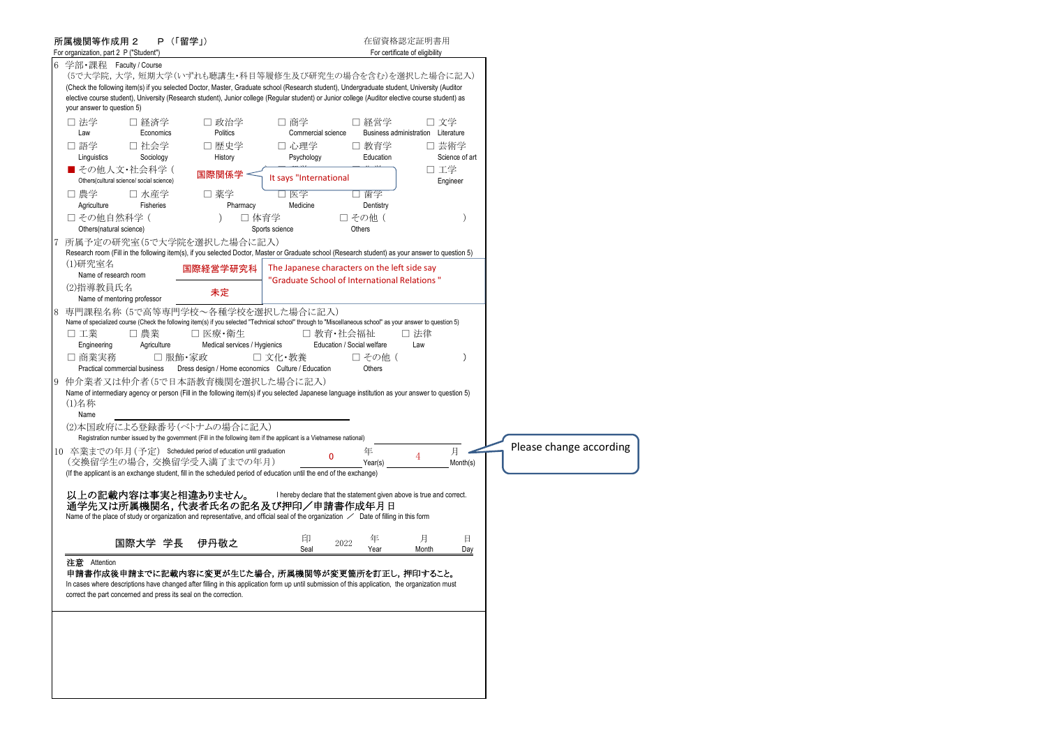所属機関等作成用２　Ｐ（「留学」）　　　　　　　　　　　　　　　　在留資格認定証明書用

For organization, part 2 P ("Student")　　　　　　　　　　　　　　　For certificate of eligibility

6 学部・課程　Faculty / Course

（5で大学院，大学，短期大学(いずれも聴講生・科目等履修生及び研究生の場合を含む)を選択した場合に記入）
(Check the following item(s) if you selected Doctor, Master, Graduate school (Research student), Undergraduate student, University (Auditor elective course student), University (Research student), Junior college (Regular student) or Junior college (Auditor elective course student) as your answer to question 5)

□ 法学 Law　□ 経済学 Economics　□ 政治学 Politics　□ 商学 Commercial science　□ 経営学 Business administration　□ 文学 Literature

□ 語学 Linguistics　□ 社会学 Sociology　□ 歴史学 History　□ 心理学 Psychology　□ 教育学 Education　□ 芸術学 Science of art

■ その他人文・社会科学（ 国際関係学 ） Others(cultural science/ social science)　It says "International　□ 工学 Engineer

□ 農学 Agriculture　□ 水産学 Fisheries　□ 薬学 Pharmacy　□ 医学 Medicine　□ 歯学 Dentistry

□ その他自然科学（　　　） Others(natural science)　□ 体育学 Sports science　□ その他（　　　） Others

7 所属予定の研究室（5で大学院を選択した場合に記入）
Research room (Fill in the following item(s), if you selected Doctor, Master or Graduate school (Research student) as your answer to question 5)

(1)研究室名 Name of research room　国際経営学研究科

(2)指導教員氏名 Name of mentoring professor　未定

The Japanese characters on the left side say "Graduate School of International Relations "

8 専門課程名称（5で高等専門学校～各種学校を選択した場合に記入）
Name of specialized course (Check the following item(s) if you selected "Technical school" through to "Miscellaneous school" as your answer to question 5)

□ 工業 Engineering　□ 農業 Agriculture　□ 医療・衛生 Medical services / Hygienics　□ 教育・社会福祉 Education / Social welfare　□ 法律 Law

□ 商業実務 Practical commercial business　□ 服飾・家政 Dress design / Home economics　□ 文化・教養 Culture / Education　□ その他（　　　） Others

9 仲介業者又は仲介者（5で日本語教育機関を選択した場合に記入）
Name of intermediary agency or person (Fill in the following item(s) if you selected Japanese language institution as your answer to question 5)

(1)名称 Name

(2)本国政府による登録番号（ベトナムの場合に記入）
Registration number issued by the government (Fill in the following item if the applicant is a Vietnamese national)

10 卒業までの年月（予定）　Scheduled period of education until graduation
（交換留学生の場合，交換留学受入満了までの年月）　0 年 Year(s)　4 月 Month(s)
(If the applicant is an exchange student, fill in the scheduled period of education until the end of the exchange)

Please change according

**以上の記載内容は事実と相違ありません。**　I hereby declare that the statement given above is true and correct.

**通学先又は所属機関名，代表者氏名の記名及び押印／申請書作成年月日**
Name of the place of study or organization and representative, and official seal of the organization ／ Date of filling in this form

国際大学 学長　伊丹敬之　印 Seal　2022 年 Year　月 Month　日 Day

**注意** Attention

**申請書作成後申請までに記載内容に変更が生じた場合，所属機関等が変更箇所を訂正し，押印すること。**
In cases where descriptions have changed after filling in this application form up until submission of this application, the organization must correct the part concerned and press its seal on the correction.